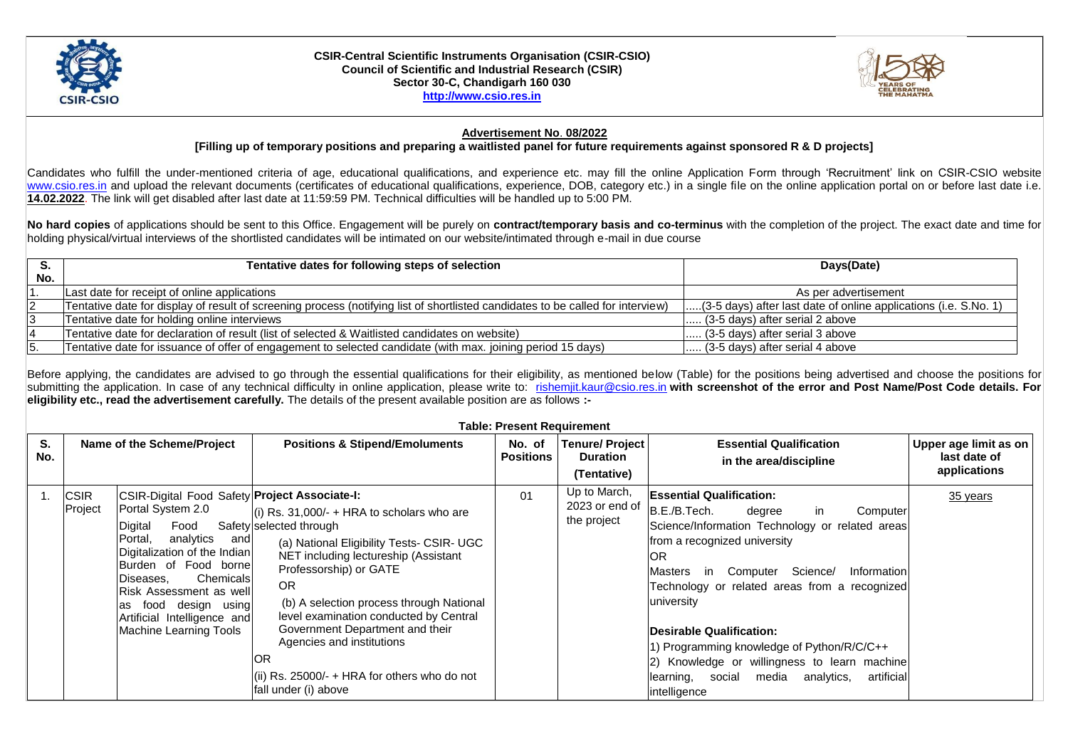**CSIR-Central Scientific Instruments Organisation (CSIR-CSIO)**
**Council of Scientific and Industrial Research (CSIR)**
**Sector 30-C, Chandigarh 160 030**
**http://www.csio.res.in**

## Advertisement No. 08/2022

**[Filling up of temporary positions and preparing a waitlisted panel for future requirements against sponsored R & D projects]**

Candidates who fulfill the under-mentioned criteria of age, educational qualifications, and experience etc. may fill the online Application Form through 'Recruitment' link on CSIR-CSIO website www.csio.res.in and upload the relevant documents (certificates of educational qualifications, experience, DOB, category etc.) in a single file on the online application portal on or before last date i.e. **14.02.2022**. The link will get disabled after last date at 11:59:59 PM. Technical difficulties will be handled up to 5:00 PM.

**No hard copies** of applications should be sent to this Office. Engagement will be purely on **contract/temporary basis and co-terminus** with the completion of the project. The exact date and time for holding physical/virtual interviews of the shortlisted candidates will be intimated on our website/intimated through e-mail in due course

| S. No. | Tentative dates for following steps of selection | Days(Date) |
|---|---|---|
| 1. | Last date for receipt of online applications | As per advertisement |
| 2 | Tentative date for display of result of screening process (notifying list of shortlisted candidates to be called for interview) | .....(3-5 days) after last date of online applications (i.e. S.No. 1) |
| 3 | Tentative date for holding online interviews | ..... (3-5 days) after serial 2 above |
| 4 | Tentative date for declaration of result (list of selected & Waitlisted candidates on website) | ..... (3-5 days) after serial 3 above |
| 5. | Tentative date for issuance of offer of engagement to selected candidate (with max. joining period 15 days) | ..... (3-5 days) after serial 4 above |

Before applying, the candidates are advised to go through the essential qualifications for their eligibility, as mentioned below (Table) for the positions being advertised and choose the positions for submitting the application. In case of any technical difficulty in online application, please write to: rishemjit.kaur@csio.res.in **with screenshot of the error and Post Name/Post Code details. For eligibility etc., read the advertisement carefully.** The details of the present available position are as follows **:-**

**Table: Present Requirement**

| S. No. | Name of the Scheme/Project | | Positions & Stipend/Emoluments | No. of Positions | Tenure/ Project Duration (Tentative) | Essential Qualification in the area/discipline | Upper age limit as on last date of applications |
|---|---|---|---|---|---|---|---|
| 1. | CSIR Project | CSIR-Digital Food Safety Portal System 2.0<br>Digital Food Safety Portal, analytics and Digitalization of the Indian Burden of Food borne Diseases, Chemicals Risk Assessment as well as food design using Artificial Intelligence and Machine Learning Tools | **Project Associate-I:**<br>(i) Rs. 31,000/- + HRA to scholars who are selected through<br>(a) National Eligibility Tests- CSIR- UGC NET including lectureship (Assistant Professorship) or GATE<br>OR<br>(b) A selection process through National level examination conducted by Central Government Department and their Agencies and institutions<br>OR<br>(ii) Rs. 25000/- + HRA for others who do not fall under (i) above | 01 | Up to March, 2023 or end of the project | **Essential Qualification:**<br>B.E./B.Tech. degree in Computer Science/Information Technology or related areas from a recognized university<br>OR<br>Masters in Computer Science/ Information Technology or related areas from a recognized university<br><br>**Desirable Qualification:**<br>1) Programming knowledge of Python/R/C/C++<br>2) Knowledge or willingness to learn machine learning, social media analytics, artificial intelligence | 35 years |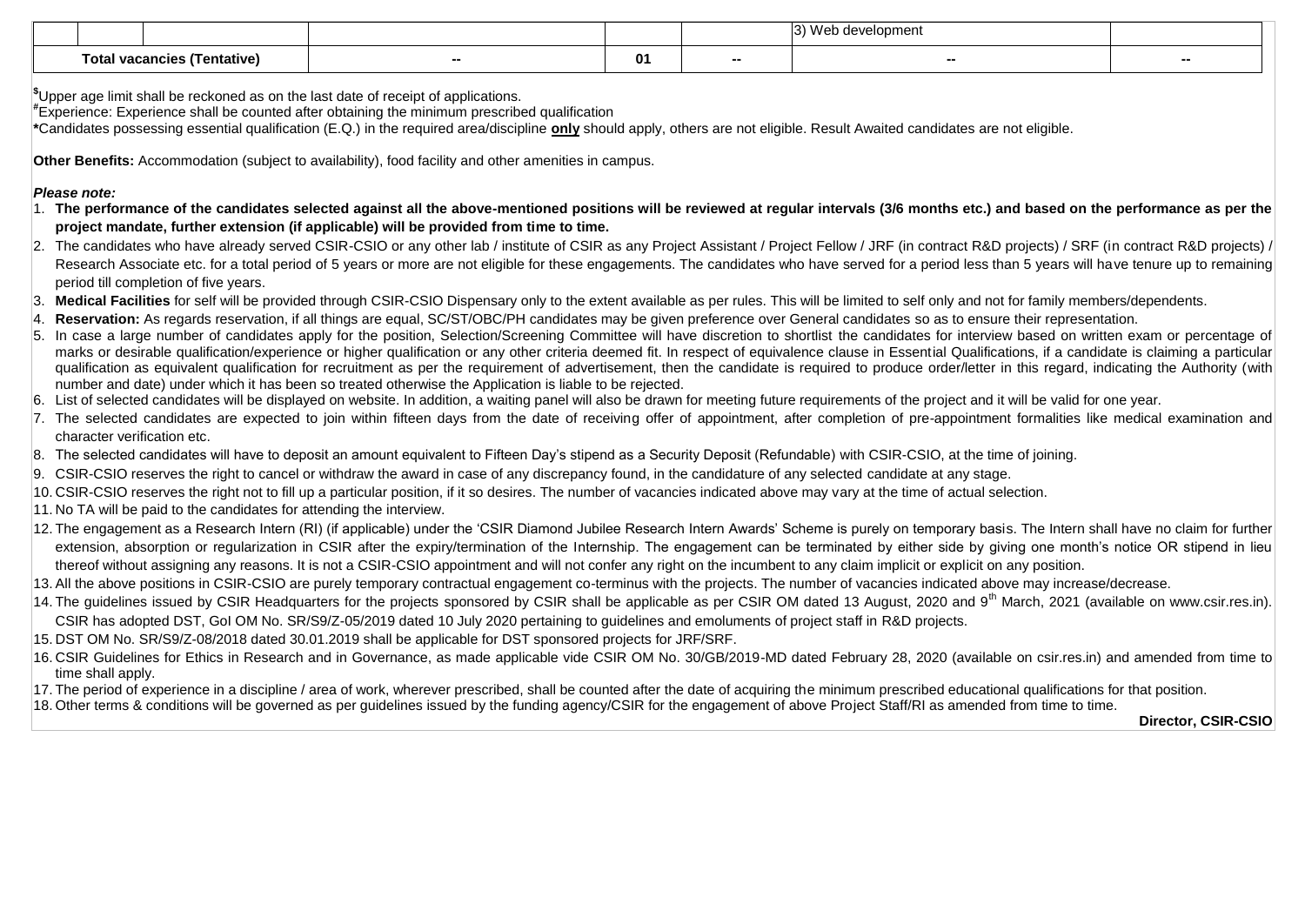| | | | | | | | |
|---|---|---|---|---|---|---|---|
| | | | | | | 3) Web development | |
| Total vacancies (Tentative) | | | -- | 01 | -- | -- | -- |

[$]Upper age limit shall be reckoned as on the last date of receipt of applications.

[#]Experience: Experience shall be counted after obtaining the minimum prescribed qualification

**\***Candidates possessing essential qualification (E.Q.) in the required area/discipline **only** should apply, others are not eligible. Result Awaited candidates are not eligible.

**Other Benefits:** Accommodation (subject to availability), food facility and other amenities in campus.

***Please note:***

1. **The performance of the candidates selected against all the above-mentioned positions will be reviewed at regular intervals (3/6 months etc.) and based on the performance as per the project mandate, further extension (if applicable) will be provided from time to time.**
2. The candidates who have already served CSIR-CSIO or any other lab / institute of CSIR as any Project Assistant / Project Fellow / JRF (in contract R&D projects) / SRF (in contract R&D projects) / Research Associate etc. for a total period of 5 years or more are not eligible for these engagements. The candidates who have served for a period less than 5 years will have tenure up to remaining period till completion of five years.
3. **Medical Facilities** for self will be provided through CSIR-CSIO Dispensary only to the extent available as per rules. This will be limited to self only and not for family members/dependents.
4. **Reservation:** As regards reservation, if all things are equal, SC/ST/OBC/PH candidates may be given preference over General candidates so as to ensure their representation.
5. In case a large number of candidates apply for the position, Selection/Screening Committee will have discretion to shortlist the candidates for interview based on written exam or percentage of marks or desirable qualification/experience or higher qualification or any other criteria deemed fit. In respect of equivalence clause in Essential Qualifications, if a candidate is claiming a particular qualification as equivalent qualification for recruitment as per the requirement of advertisement, then the candidate is required to produce order/letter in this regard, indicating the Authority (with number and date) under which it has been so treated otherwise the Application is liable to be rejected.
6. List of selected candidates will be displayed on website. In addition, a waiting panel will also be drawn for meeting future requirements of the project and it will be valid for one year.
7. The selected candidates are expected to join within fifteen days from the date of receiving offer of appointment, after completion of pre-appointment formalities like medical examination and character verification etc.
8. The selected candidates will have to deposit an amount equivalent to Fifteen Day's stipend as a Security Deposit (Refundable) with CSIR-CSIO, at the time of joining.
9. CSIR-CSIO reserves the right to cancel or withdraw the award in case of any discrepancy found, in the candidature of any selected candidate at any stage.
10. CSIR-CSIO reserves the right not to fill up a particular position, if it so desires. The number of vacancies indicated above may vary at the time of actual selection.
11. No TA will be paid to the candidates for attending the interview.
12. The engagement as a Research Intern (RI) (if applicable) under the 'CSIR Diamond Jubilee Research Intern Awards' Scheme is purely on temporary basis. The Intern shall have no claim for further extension, absorption or regularization in CSIR after the expiry/termination of the Internship. The engagement can be terminated by either side by giving one month's notice OR stipend in lieu thereof without assigning any reasons. It is not a CSIR-CSIO appointment and will not confer any right on the incumbent to any claim implicit or explicit on any position.
13. All the above positions in CSIR-CSIO are purely temporary contractual engagement co-terminus with the projects. The number of vacancies indicated above may increase/decrease.
14. The guidelines issued by CSIR Headquarters for the projects sponsored by CSIR shall be applicable as per CSIR OM dated 13 August, 2020 and 9th March, 2021 (available on www.csir.res.in). CSIR has adopted DST, GoI OM No. SR/S9/Z-05/2019 dated 10 July 2020 pertaining to guidelines and emoluments of project staff in R&D projects.
15. DST OM No. SR/S9/Z-08/2018 dated 30.01.2019 shall be applicable for DST sponsored projects for JRF/SRF.
16. CSIR Guidelines for Ethics in Research and in Governance, as made applicable vide CSIR OM No. 30/GB/2019-MD dated February 28, 2020 (available on csir.res.in) and amended from time to time shall apply.
17. The period of experience in a discipline / area of work, wherever prescribed, shall be counted after the date of acquiring the minimum prescribed educational qualifications for that position.
18. Other terms & conditions will be governed as per guidelines issued by the funding agency/CSIR for the engagement of above Project Staff/RI as amended from time to time.

**Director, CSIR-CSIO**